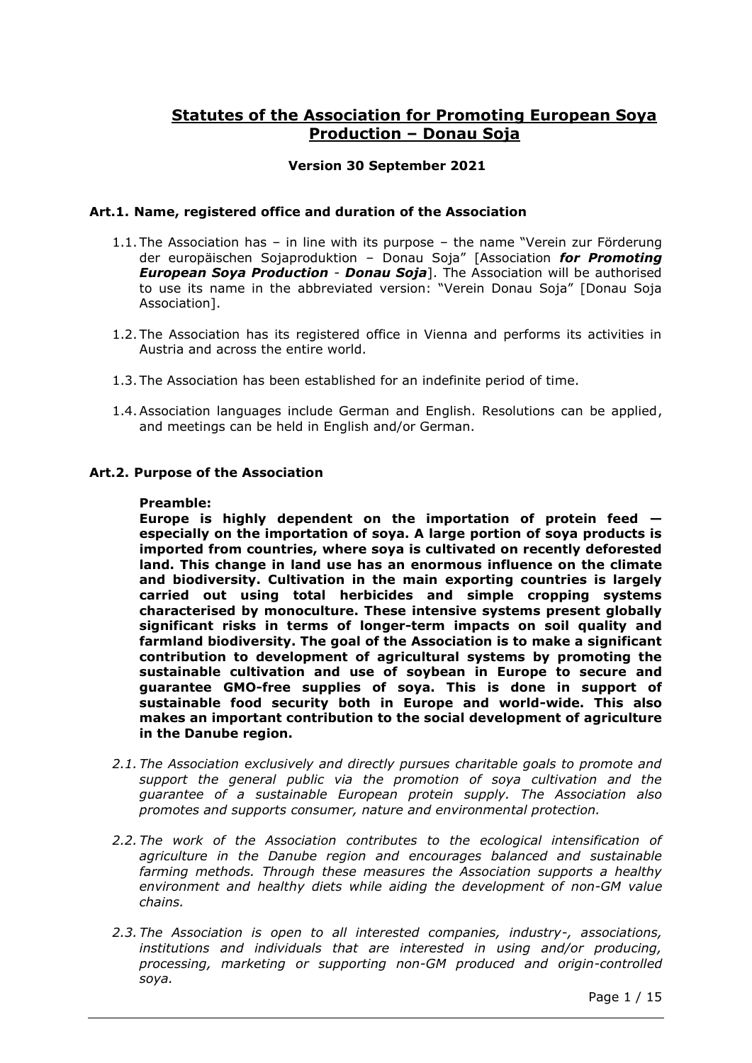# Statutes of the Association for Promoting European Soya Production – Donau Soja

**Version 30 September 2021**

## Art.1. Name, registered office and duration of the Association

1.1. The Association has – in line with its purpose – the name "Verein zur Förderung der europäischen Sojaproduktion – Donau Soja" [Association ***for Promoting European Soya Production*** - ***Donau Soja***]. The Association will be authorised to use its name in the abbreviated version: "Verein Donau Soja" [Donau Soja Association].

1.2. The Association has its registered office in Vienna and performs its activities in Austria and across the entire world.

1.3. The Association has been established for an indefinite period of time.

1.4. Association languages include German and English. Resolutions can be applied, and meetings can be held in English and/or German.

## Art.2. Purpose of the Association

**Preamble:**

**Europe is highly dependent on the importation of protein feed — especially on the importation of soya. A large portion of soya products is imported from countries, where soya is cultivated on recently deforested land. This change in land use has an enormous influence on the climate and biodiversity. Cultivation in the main exporting countries is largely carried out using total herbicides and simple cropping systems characterised by monoculture. These intensive systems present globally significant risks in terms of longer-term impacts on soil quality and farmland biodiversity. The goal of the Association is to make a significant contribution to development of agricultural systems by promoting the sustainable cultivation and use of soybean in Europe to secure and guarantee GMO-free supplies of soya. This is done in support of sustainable food security both in Europe and world-wide. This also makes an important contribution to the social development of agriculture in the Danube region.**

*2.1. The Association exclusively and directly pursues charitable goals to promote and support the general public via the promotion of soya cultivation and the guarantee of a sustainable European protein supply. The Association also promotes and supports consumer, nature and environmental protection.*

*2.2. The work of the Association contributes to the ecological intensification of agriculture in the Danube region and encourages balanced and sustainable farming methods. Through these measures the Association supports a healthy environment and healthy diets while aiding the development of non-GM value chains.*

*2.3. The Association is open to all interested companies, industry-, associations, institutions and individuals that are interested in using and/or producing, processing, marketing or supporting non-GM produced and origin-controlled soya.*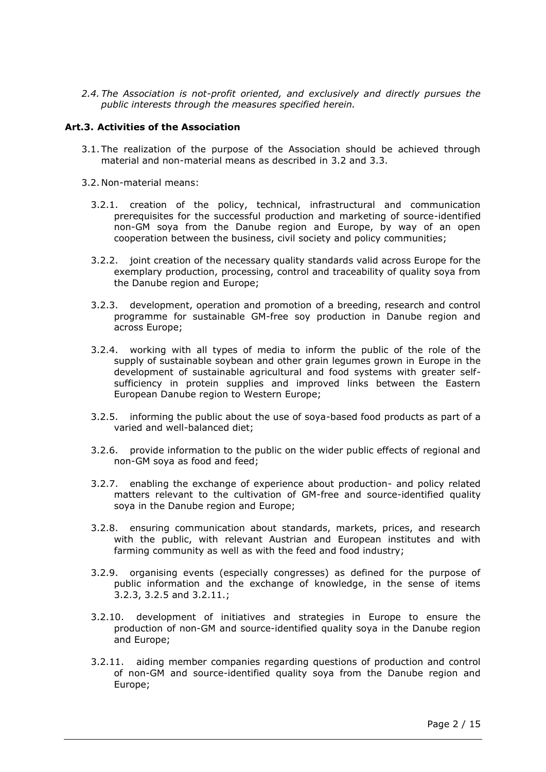*2.4. The Association is not-profit oriented, and exclusively and directly pursues the public interests through the measures specified herein.*

**Art.3. Activities of the Association**

3.1. The realization of the purpose of the Association should be achieved through material and non-material means as described in 3.2 and 3.3.

3.2. Non-material means:

3.2.1. creation of the policy, technical, infrastructural and communication prerequisites for the successful production and marketing of source-identified non-GM soya from the Danube region and Europe, by way of an open cooperation between the business, civil society and policy communities;

3.2.2. joint creation of the necessary quality standards valid across Europe for the exemplary production, processing, control and traceability of quality soya from the Danube region and Europe;

3.2.3. development, operation and promotion of a breeding, research and control programme for sustainable GM-free soy production in Danube region and across Europe;

3.2.4. working with all types of media to inform the public of the role of the supply of sustainable soybean and other grain legumes grown in Europe in the development of sustainable agricultural and food systems with greater self-sufficiency in protein supplies and improved links between the Eastern European Danube region to Western Europe;

3.2.5. informing the public about the use of soya-based food products as part of a varied and well-balanced diet;

3.2.6. provide information to the public on the wider public effects of regional and non-GM soya as food and feed;

3.2.7. enabling the exchange of experience about production- and policy related matters relevant to the cultivation of GM-free and source-identified quality soya in the Danube region and Europe;

3.2.8. ensuring communication about standards, markets, prices, and research with the public, with relevant Austrian and European institutes and with farming community as well as with the feed and food industry;

3.2.9. organising events (especially congresses) as defined for the purpose of public information and the exchange of knowledge, in the sense of items 3.2.3, 3.2.5 and 3.2.11.;

3.2.10. development of initiatives and strategies in Europe to ensure the production of non-GM and source-identified quality soya in the Danube region and Europe;

3.2.11. aiding member companies regarding questions of production and control of non-GM and source-identified quality soya from the Danube region and Europe;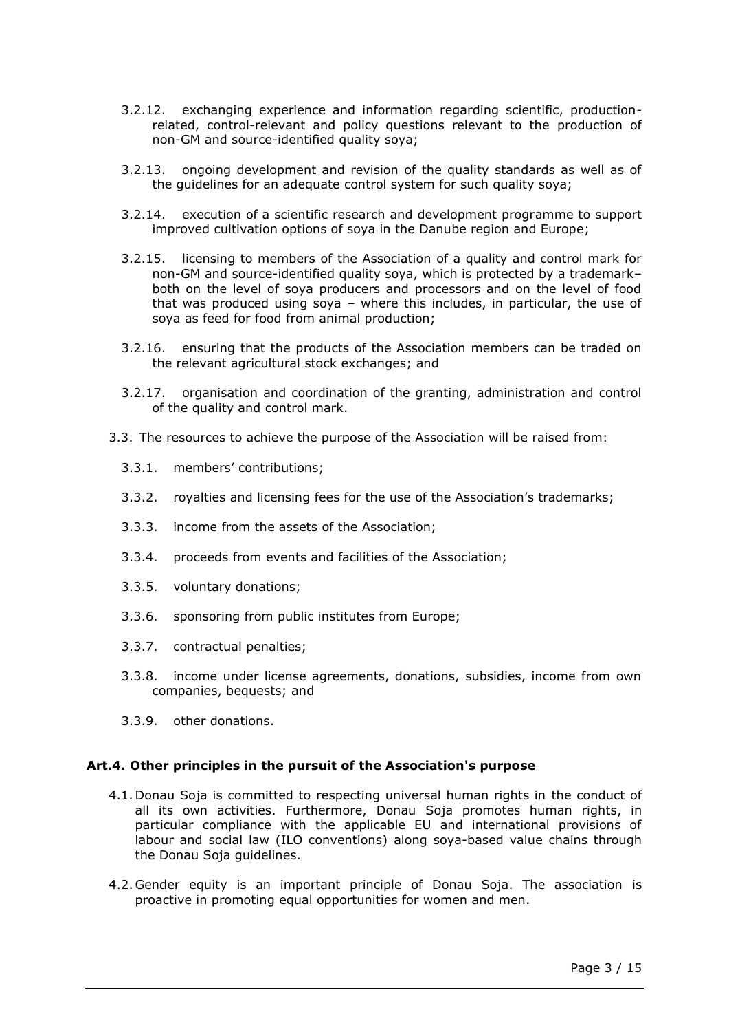3.2.12. exchanging experience and information regarding scientific, production-related, control-relevant and policy questions relevant to the production of non-GM and source-identified quality soya;

3.2.13. ongoing development and revision of the quality standards as well as of the guidelines for an adequate control system for such quality soya;

3.2.14. execution of a scientific research and development programme to support improved cultivation options of soya in the Danube region and Europe;

3.2.15. licensing to members of the Association of a quality and control mark for non-GM and source-identified quality soya, which is protected by a trademark– both on the level of soya producers and processors and on the level of food that was produced using soya – where this includes, in particular, the use of soya as feed for food from animal production;

3.2.16. ensuring that the products of the Association members can be traded on the relevant agricultural stock exchanges; and

3.2.17. organisation and coordination of the granting, administration and control of the quality and control mark.

3.3. The resources to achieve the purpose of the Association will be raised from:

3.3.1. members' contributions;

3.3.2. royalties and licensing fees for the use of the Association's trademarks;

3.3.3. income from the assets of the Association;

3.3.4. proceeds from events and facilities of the Association;

3.3.5. voluntary donations;

3.3.6. sponsoring from public institutes from Europe;

3.3.7. contractual penalties;

3.3.8. income under license agreements, donations, subsidies, income from own companies, bequests; and

3.3.9. other donations.

### Art.4. Other principles in the pursuit of the Association's purpose

4.1. Donau Soja is committed to respecting universal human rights in the conduct of all its own activities. Furthermore, Donau Soja promotes human rights, in particular compliance with the applicable EU and international provisions of labour and social law (ILO conventions) along soya-based value chains through the Donau Soja guidelines.

4.2. Gender equity is an important principle of Donau Soja. The association is proactive in promoting equal opportunities for women and men.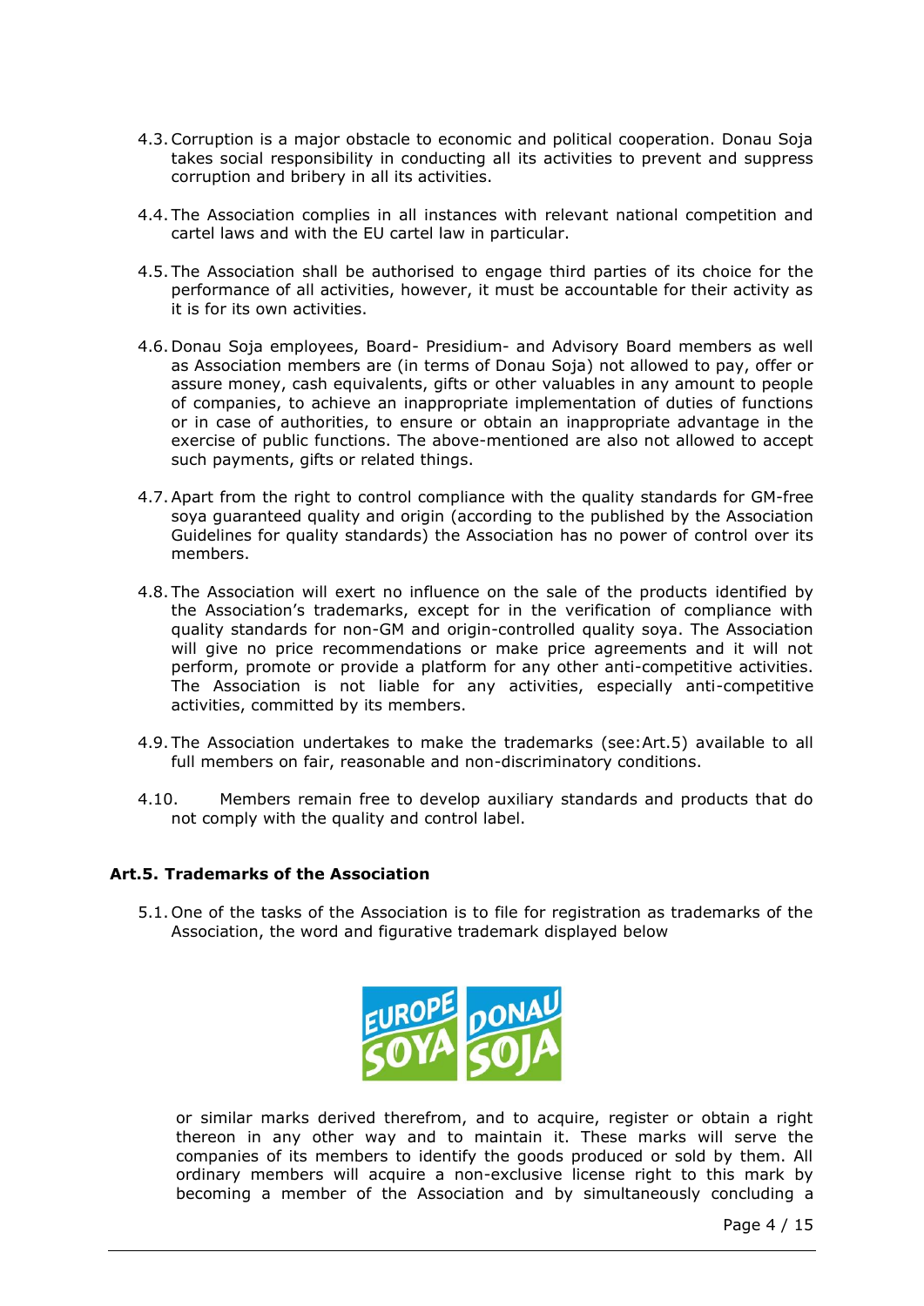4.3. Corruption is a major obstacle to economic and political cooperation. Donau Soja takes social responsibility in conducting all its activities to prevent and suppress corruption and bribery in all its activities.

4.4. The Association complies in all instances with relevant national competition and cartel laws and with the EU cartel law in particular.

4.5. The Association shall be authorised to engage third parties of its choice for the performance of all activities, however, it must be accountable for their activity as it is for its own activities.

4.6. Donau Soja employees, Board- Presidium- and Advisory Board members as well as Association members are (in terms of Donau Soja) not allowed to pay, offer or assure money, cash equivalents, gifts or other valuables in any amount to people of companies, to achieve an inappropriate implementation of duties of functions or in case of authorities, to ensure or obtain an inappropriate advantage in the exercise of public functions. The above-mentioned are also not allowed to accept such payments, gifts or related things.

4.7. Apart from the right to control compliance with the quality standards for GM-free soya guaranteed quality and origin (according to the published by the Association Guidelines for quality standards) the Association has no power of control over its members.

4.8. The Association will exert no influence on the sale of the products identified by the Association's trademarks, except for in the verification of compliance with quality standards for non-GM and origin-controlled quality soya. The Association will give no price recommendations or make price agreements and it will not perform, promote or provide a platform for any other anti-competitive activities. The Association is not liable for any activities, especially anti-competitive activities, committed by its members.

4.9. The Association undertakes to make the trademarks (see: Art.5) available to all full members on fair, reasonable and non-discriminatory conditions.

4.10. Members remain free to develop auxiliary standards and products that do not comply with the quality and control label.

#### Art.5. Trademarks of the Association

5.1. One of the tasks of the Association is to file for registration as trademarks of the Association, the word and figurative trademark displayed below

EUROPE SOYA DONAU SOJA

or similar marks derived therefrom, and to acquire, register or obtain a right thereon in any other way and to maintain it. These marks will serve the companies of its members to identify the goods produced or sold by them. All ordinary members will acquire a non-exclusive license right to this mark by becoming a member of the Association and by simultaneously concluding a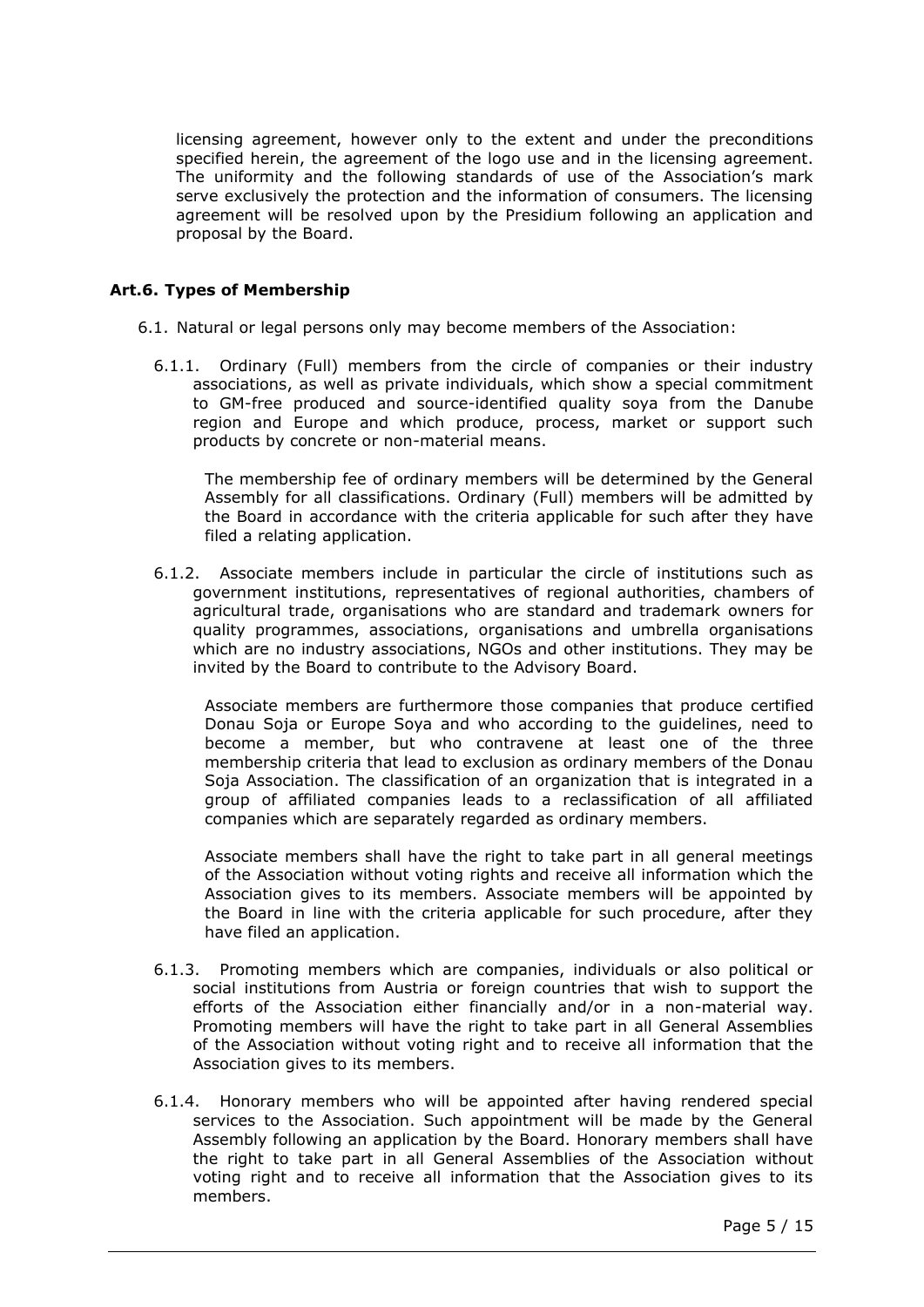licensing agreement, however only to the extent and under the preconditions specified herein, the agreement of the logo use and in the licensing agreement. The uniformity and the following standards of use of the Association's mark serve exclusively the protection and the information of consumers. The licensing agreement will be resolved upon by the Presidium following an application and proposal by the Board.

## Art.6. Types of Membership

6.1. Natural or legal persons only may become members of the Association:

6.1.1. Ordinary (Full) members from the circle of companies or their industry associations, as well as private individuals, which show a special commitment to GM-free produced and source-identified quality soya from the Danube region and Europe and which produce, process, market or support such products by concrete or non-material means.

The membership fee of ordinary members will be determined by the General Assembly for all classifications. Ordinary (Full) members will be admitted by the Board in accordance with the criteria applicable for such after they have filed a relating application.

6.1.2. Associate members include in particular the circle of institutions such as government institutions, representatives of regional authorities, chambers of agricultural trade, organisations who are standard and trademark owners for quality programmes, associations, organisations and umbrella organisations which are no industry associations, NGOs and other institutions. They may be invited by the Board to contribute to the Advisory Board.

Associate members are furthermore those companies that produce certified Donau Soja or Europe Soya and who according to the guidelines, need to become a member, but who contravene at least one of the three membership criteria that lead to exclusion as ordinary members of the Donau Soja Association. The classification of an organization that is integrated in a group of affiliated companies leads to a reclassification of all affiliated companies which are separately regarded as ordinary members.

Associate members shall have the right to take part in all general meetings of the Association without voting rights and receive all information which the Association gives to its members. Associate members will be appointed by the Board in line with the criteria applicable for such procedure, after they have filed an application.

6.1.3. Promoting members which are companies, individuals or also political or social institutions from Austria or foreign countries that wish to support the efforts of the Association either financially and/or in a non-material way. Promoting members will have the right to take part in all General Assemblies of the Association without voting right and to receive all information that the Association gives to its members.

6.1.4. Honorary members who will be appointed after having rendered special services to the Association. Such appointment will be made by the General Assembly following an application by the Board. Honorary members shall have the right to take part in all General Assemblies of the Association without voting right and to receive all information that the Association gives to its members.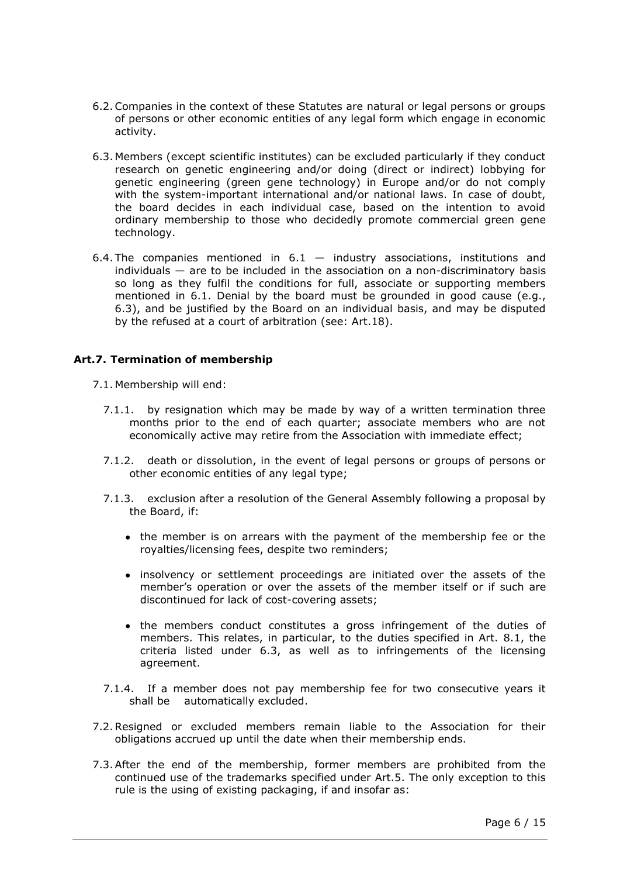6.2. Companies in the context of these Statutes are natural or legal persons or groups of persons or other economic entities of any legal form which engage in economic activity.

6.3. Members (except scientific institutes) can be excluded particularly if they conduct research on genetic engineering and/or doing (direct or indirect) lobbying for genetic engineering (green gene technology) in Europe and/or do not comply with the system-important international and/or national laws. In case of doubt, the board decides in each individual case, based on the intention to avoid ordinary membership to those who decidedly promote commercial green gene technology.

6.4. The companies mentioned in 6.1 — industry associations, institutions and individuals — are to be included in the association on a non-discriminatory basis so long as they fulfil the conditions for full, associate or supporting members mentioned in 6.1. Denial by the board must be grounded in good cause (e.g., 6.3), and be justified by the Board on an individual basis, and may be disputed by the refused at a court of arbitration (see: Art.18).

### Art.7. Termination of membership

7.1. Membership will end:

7.1.1. by resignation which may be made by way of a written termination three months prior to the end of each quarter; associate members who are not economically active may retire from the Association with immediate effect;

7.1.2. death or dissolution, in the event of legal persons or groups of persons or other economic entities of any legal type;

7.1.3. exclusion after a resolution of the General Assembly following a proposal by the Board, if:

- the member is on arrears with the payment of the membership fee or the royalties/licensing fees, despite two reminders;
- insolvency or settlement proceedings are initiated over the assets of the member's operation or over the assets of the member itself or if such are discontinued for lack of cost-covering assets;
- the members conduct constitutes a gross infringement of the duties of members. This relates, in particular, to the duties specified in Art. 8.1, the criteria listed under 6.3, as well as to infringements of the licensing agreement.

7.1.4. If a member does not pay membership fee for two consecutive years it shall be automatically excluded.

7.2. Resigned or excluded members remain liable to the Association for their obligations accrued up until the date when their membership ends.

7.3. After the end of the membership, former members are prohibited from the continued use of the trademarks specified under Art.5. The only exception to this rule is the using of existing packaging, if and insofar as: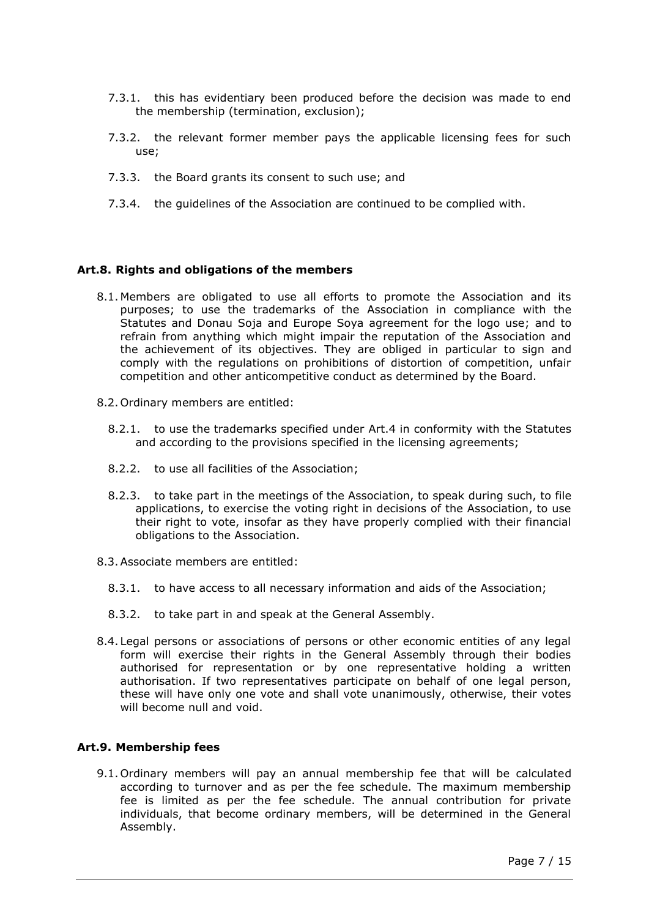7.3.1. this has evidentiary been produced before the decision was made to end the membership (termination, exclusion);

7.3.2. the relevant former member pays the applicable licensing fees for such use;

7.3.3. the Board grants its consent to such use; and

7.3.4. the guidelines of the Association are continued to be complied with.

## Art.8. Rights and obligations of the members

8.1. Members are obligated to use all efforts to promote the Association and its purposes; to use the trademarks of the Association in compliance with the Statutes and Donau Soja and Europe Soya agreement for the logo use; and to refrain from anything which might impair the reputation of the Association and the achievement of its objectives. They are obliged in particular to sign and comply with the regulations on prohibitions of distortion of competition, unfair competition and other anticompetitive conduct as determined by the Board.

8.2. Ordinary members are entitled:

8.2.1. to use the trademarks specified under Art.4 in conformity with the Statutes and according to the provisions specified in the licensing agreements;

8.2.2. to use all facilities of the Association;

8.2.3. to take part in the meetings of the Association, to speak during such, to file applications, to exercise the voting right in decisions of the Association, to use their right to vote, insofar as they have properly complied with their financial obligations to the Association.

8.3. Associate members are entitled:

8.3.1. to have access to all necessary information and aids of the Association;

8.3.2. to take part in and speak at the General Assembly.

8.4. Legal persons or associations of persons or other economic entities of any legal form will exercise their rights in the General Assembly through their bodies authorised for representation or by one representative holding a written authorisation. If two representatives participate on behalf of one legal person, these will have only one vote and shall vote unanimously, otherwise, their votes will become null and void.

## Art.9. Membership fees

9.1. Ordinary members will pay an annual membership fee that will be calculated according to turnover and as per the fee schedule. The maximum membership fee is limited as per the fee schedule. The annual contribution for private individuals, that become ordinary members, will be determined in the General Assembly.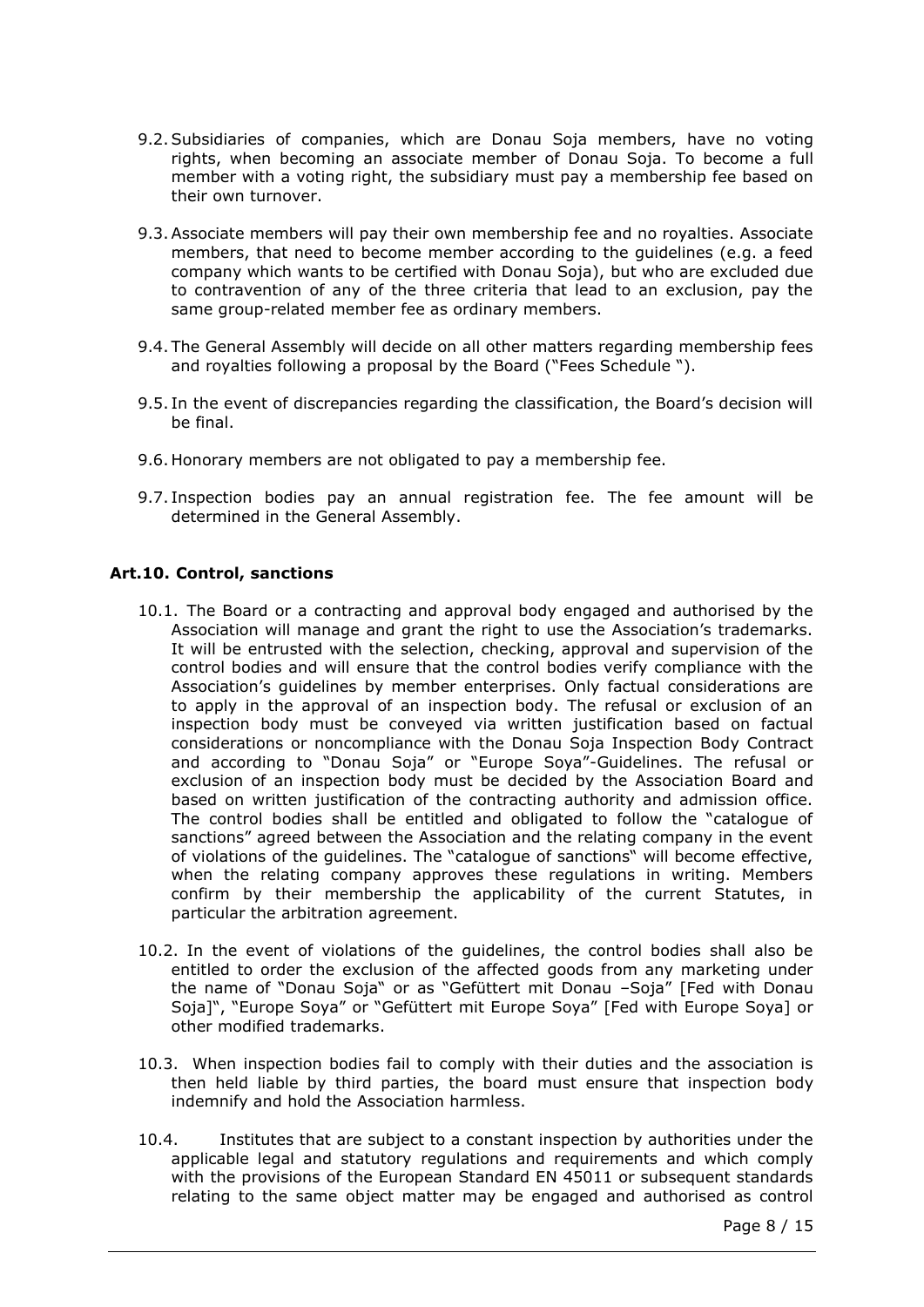9.2. Subsidiaries of companies, which are Donau Soja members, have no voting rights, when becoming an associate member of Donau Soja. To become a full member with a voting right, the subsidiary must pay a membership fee based on their own turnover.

9.3. Associate members will pay their own membership fee and no royalties. Associate members, that need to become member according to the guidelines (e.g. a feed company which wants to be certified with Donau Soja), but who are excluded due to contravention of any of the three criteria that lead to an exclusion, pay the same group-related member fee as ordinary members.

9.4. The General Assembly will decide on all other matters regarding membership fees and royalties following a proposal by the Board ("Fees Schedule ").

9.5. In the event of discrepancies regarding the classification, the Board's decision will be final.

9.6. Honorary members are not obligated to pay a membership fee.

9.7. Inspection bodies pay an annual registration fee. The fee amount will be determined in the General Assembly.

## Art.10. Control, sanctions

10.1. The Board or a contracting and approval body engaged and authorised by the Association will manage and grant the right to use the Association's trademarks. It will be entrusted with the selection, checking, approval and supervision of the control bodies and will ensure that the control bodies verify compliance with the Association's guidelines by member enterprises. Only factual considerations are to apply in the approval of an inspection body. The refusal or exclusion of an inspection body must be conveyed via written justification based on factual considerations or noncompliance with the Donau Soja Inspection Body Contract and according to "Donau Soja" or "Europe Soya"-Guidelines. The refusal or exclusion of an inspection body must be decided by the Association Board and based on written justification of the contracting authority and admission office. The control bodies shall be entitled and obligated to follow the "catalogue of sanctions" agreed between the Association and the relating company in the event of violations of the guidelines. The "catalogue of sanctions" will become effective, when the relating company approves these regulations in writing. Members confirm by their membership the applicability of the current Statutes, in particular the arbitration agreement.

10.2. In the event of violations of the guidelines, the control bodies shall also be entitled to order the exclusion of the affected goods from any marketing under the name of "Donau Soja" or as "Gefüttert mit Donau –Soja" [Fed with Donau Soja]", "Europe Soya" or "Gefüttert mit Europe Soya" [Fed with Europe Soya] or other modified trademarks.

10.3. When inspection bodies fail to comply with their duties and the association is then held liable by third parties, the board must ensure that inspection body indemnify and hold the Association harmless.

10.4. Institutes that are subject to a constant inspection by authorities under the applicable legal and statutory regulations and requirements and which comply with the provisions of the European Standard EN 45011 or subsequent standards relating to the same object matter may be engaged and authorised as control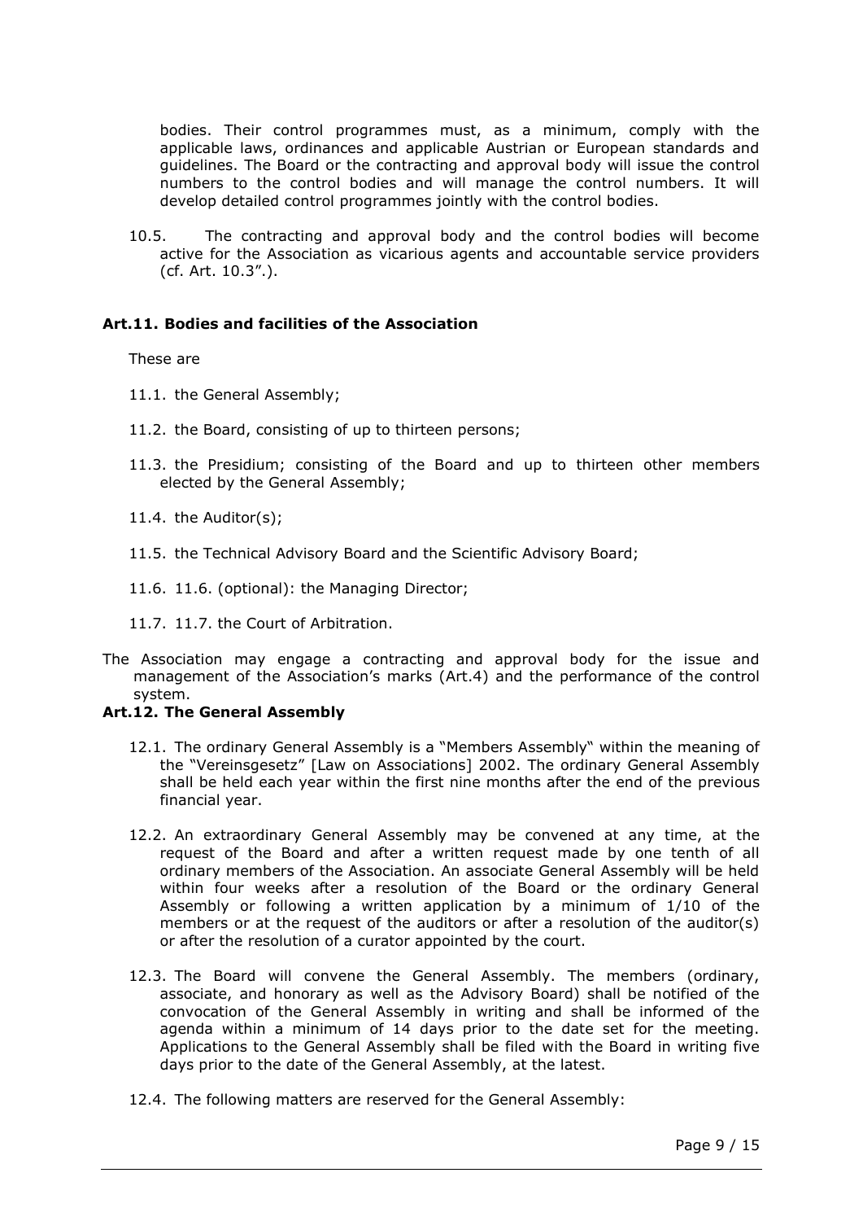bodies. Their control programmes must, as a minimum, comply with the applicable laws, ordinances and applicable Austrian or European standards and guidelines. The Board or the contracting and approval body will issue the control numbers to the control bodies and will manage the control numbers. It will develop detailed control programmes jointly with the control bodies.

10.5. The contracting and approval body and the control bodies will become active for the Association as vicarious agents and accountable service providers (cf. Art. 10.3".).

### Art.11. Bodies and facilities of the Association

These are

11.1. the General Assembly;

11.2. the Board, consisting of up to thirteen persons;

11.3. the Presidium; consisting of the Board and up to thirteen other members elected by the General Assembly;

11.4. the Auditor(s);

11.5. the Technical Advisory Board and the Scientific Advisory Board;

11.6. 11.6. (optional): the Managing Director;

11.7. 11.7. the Court of Arbitration.

The Association may engage a contracting and approval body for the issue and management of the Association's marks (Art.4) and the performance of the control system.

### Art.12. The General Assembly

12.1. The ordinary General Assembly is a "Members Assembly" within the meaning of the "Vereinsgesetz" [Law on Associations] 2002. The ordinary General Assembly shall be held each year within the first nine months after the end of the previous financial year.

12.2. An extraordinary General Assembly may be convened at any time, at the request of the Board and after a written request made by one tenth of all ordinary members of the Association. An associate General Assembly will be held within four weeks after a resolution of the Board or the ordinary General Assembly or following a written application by a minimum of 1/10 of the members or at the request of the auditors or after a resolution of the auditor(s) or after the resolution of a curator appointed by the court.

12.3. The Board will convene the General Assembly. The members (ordinary, associate, and honorary as well as the Advisory Board) shall be notified of the convocation of the General Assembly in writing and shall be informed of the agenda within a minimum of 14 days prior to the date set for the meeting. Applications to the General Assembly shall be filed with the Board in writing five days prior to the date of the General Assembly, at the latest.

12.4. The following matters are reserved for the General Assembly: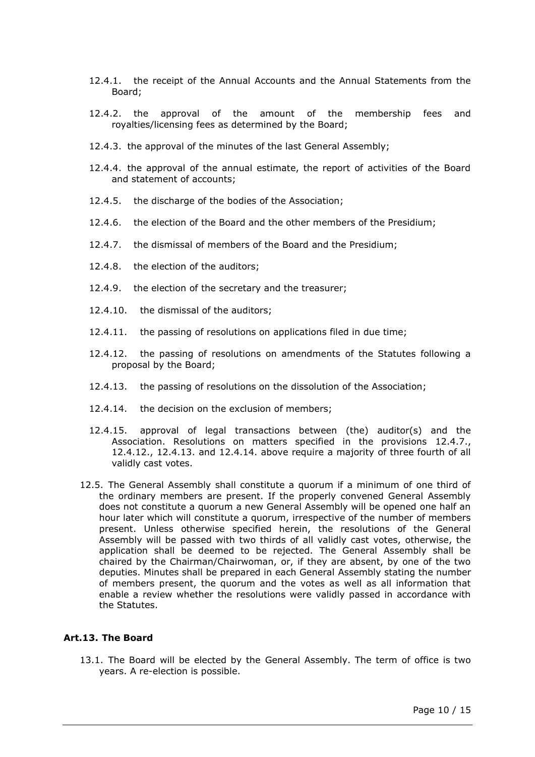- 12.4.1. the receipt of the Annual Accounts and the Annual Statements from the Board;
- 12.4.2. the approval of the amount of the membership fees and royalties/licensing fees as determined by the Board;
- 12.4.3. the approval of the minutes of the last General Assembly;
- 12.4.4. the approval of the annual estimate, the report of activities of the Board and statement of accounts;
- 12.4.5. the discharge of the bodies of the Association;
- 12.4.6. the election of the Board and the other members of the Presidium;
- 12.4.7. the dismissal of members of the Board and the Presidium;
- 12.4.8. the election of the auditors;
- 12.4.9. the election of the secretary and the treasurer;
- 12.4.10. the dismissal of the auditors;
- 12.4.11. the passing of resolutions on applications filed in due time;
- 12.4.12. the passing of resolutions on amendments of the Statutes following a proposal by the Board;
- 12.4.13. the passing of resolutions on the dissolution of the Association;
- 12.4.14. the decision on the exclusion of members;
- 12.4.15. approval of legal transactions between (the) auditor(s) and the Association. Resolutions on matters specified in the provisions 12.4.7., 12.4.12., 12.4.13. and 12.4.14. above require a majority of three fourth of all validly cast votes.

12.5. The General Assembly shall constitute a quorum if a minimum of one third of the ordinary members are present. If the properly convened General Assembly does not constitute a quorum a new General Assembly will be opened one half an hour later which will constitute a quorum, irrespective of the number of members present. Unless otherwise specified herein, the resolutions of the General Assembly will be passed with two thirds of all validly cast votes, otherwise, the application shall be deemed to be rejected. The General Assembly shall be chaired by the Chairman/Chairwoman, or, if they are absent, by one of the two deputies. Minutes shall be prepared in each General Assembly stating the number of members present, the quorum and the votes as well as all information that enable a review whether the resolutions were validly passed in accordance with the Statutes.

## Art.13. The Board

13.1. The Board will be elected by the General Assembly. The term of office is two years. A re-election is possible.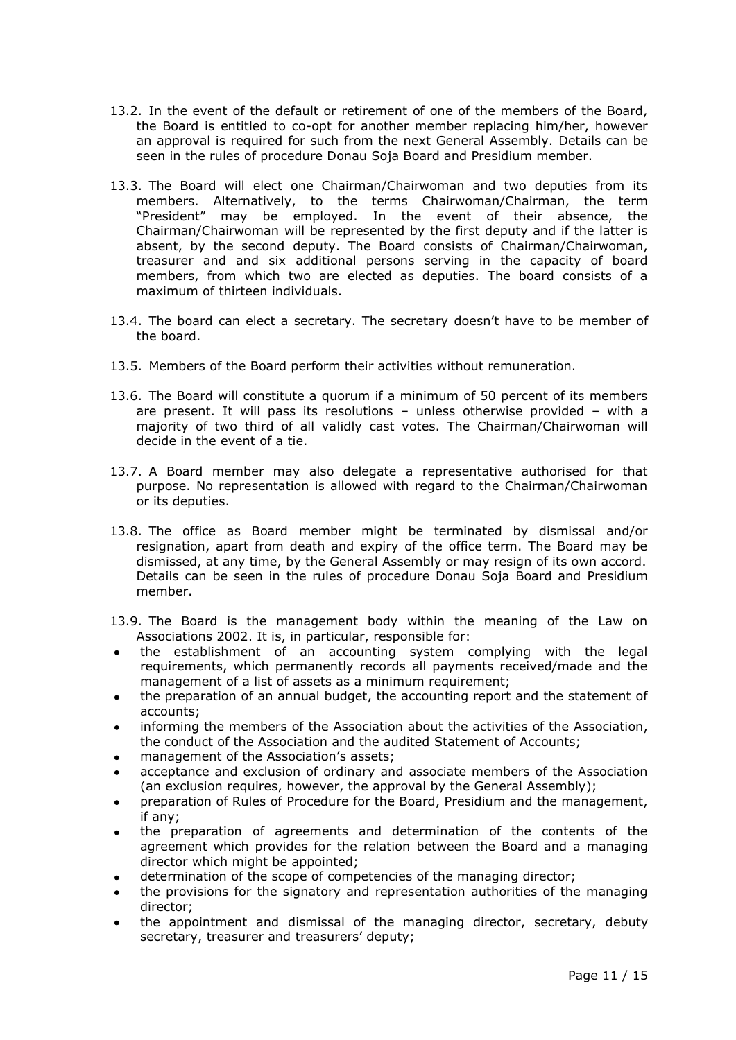13.2. In the event of the default or retirement of one of the members of the Board, the Board is entitled to co-opt for another member replacing him/her, however an approval is required for such from the next General Assembly. Details can be seen in the rules of procedure Donau Soja Board and Presidium member.

13.3. The Board will elect one Chairman/Chairwoman and two deputies from its members. Alternatively, to the terms Chairwoman/Chairman, the term "President" may be employed. In the event of their absence, the Chairman/Chairwoman will be represented by the first deputy and if the latter is absent, by the second deputy. The Board consists of Chairman/Chairwoman, treasurer and and six additional persons serving in the capacity of board members, from which two are elected as deputies. The board consists of a maximum of thirteen individuals.

13.4. The board can elect a secretary. The secretary doesn't have to be member of the board.

13.5. Members of the Board perform their activities without remuneration.

13.6. The Board will constitute a quorum if a minimum of 50 percent of its members are present. It will pass its resolutions – unless otherwise provided – with a majority of two third of all validly cast votes. The Chairman/Chairwoman will decide in the event of a tie.

13.7. A Board member may also delegate a representative authorised for that purpose. No representation is allowed with regard to the Chairman/Chairwoman or its deputies.

13.8. The office as Board member might be terminated by dismissal and/or resignation, apart from death and expiry of the office term. The Board may be dismissed, at any time, by the General Assembly or may resign of its own accord. Details can be seen in the rules of procedure Donau Soja Board and Presidium member.

13.9. The Board is the management body within the meaning of the Law on Associations 2002. It is, in particular, responsible for:

- the establishment of an accounting system complying with the legal requirements, which permanently records all payments received/made and the management of a list of assets as a minimum requirement;
- the preparation of an annual budget, the accounting report and the statement of accounts;
- informing the members of the Association about the activities of the Association, the conduct of the Association and the audited Statement of Accounts;
- management of the Association's assets;
- acceptance and exclusion of ordinary and associate members of the Association (an exclusion requires, however, the approval by the General Assembly);
- preparation of Rules of Procedure for the Board, Presidium and the management, if any;
- the preparation of agreements and determination of the contents of the agreement which provides for the relation between the Board and a managing director which might be appointed;
- determination of the scope of competencies of the managing director;
- the provisions for the signatory and representation authorities of the managing director;
- the appointment and dismissal of the managing director, secretary, debuty secretary, treasurer and treasurers' deputy;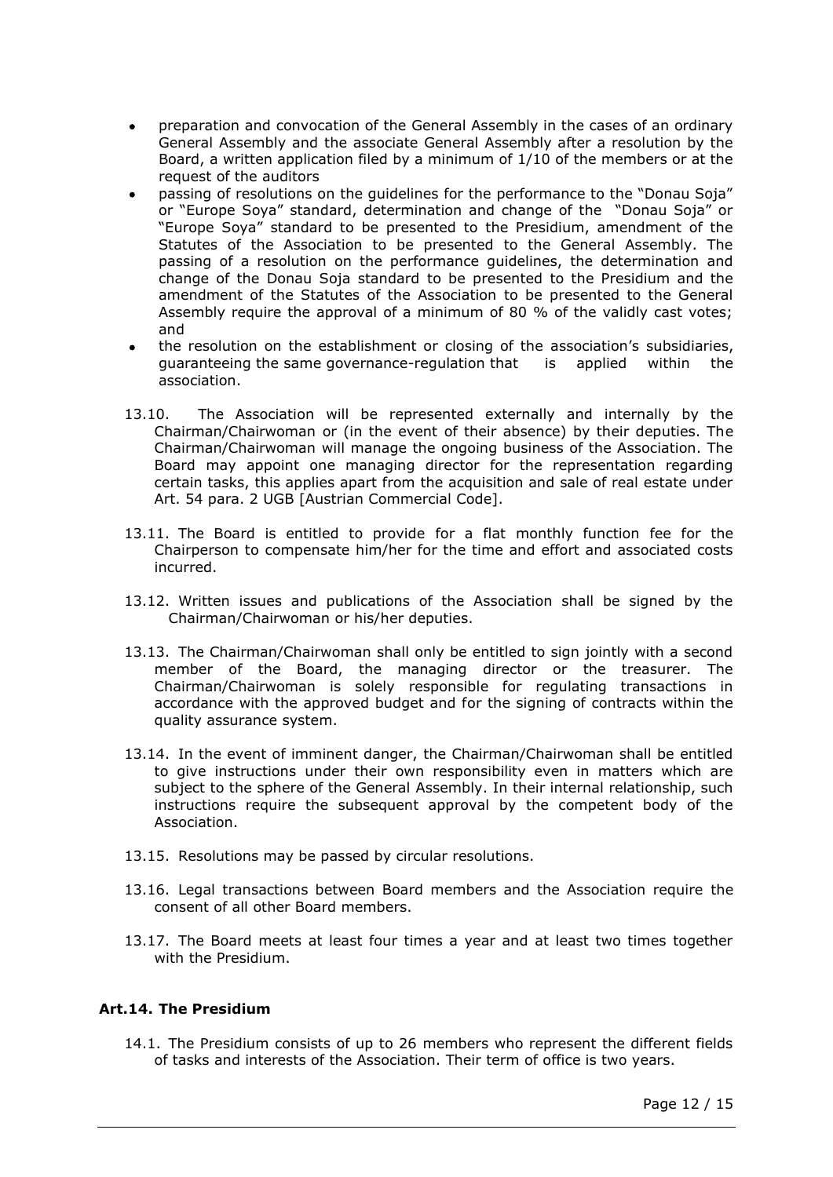- preparation and convocation of the General Assembly in the cases of an ordinary General Assembly and the associate General Assembly after a resolution by the Board, a written application filed by a minimum of 1/10 of the members or at the request of the auditors
- passing of resolutions on the guidelines for the performance to the "Donau Soja" or "Europe Soya" standard, determination and change of the "Donau Soja" or "Europe Soya" standard to be presented to the Presidium, amendment of the Statutes of the Association to be presented to the General Assembly. The passing of a resolution on the performance guidelines, the determination and change of the Donau Soja standard to be presented to the Presidium and the amendment of the Statutes of the Association to be presented to the General Assembly require the approval of a minimum of 80 % of the validly cast votes; and
- the resolution on the establishment or closing of the association's subsidiaries, guaranteeing the same governance-regulation that is applied within the association.

13.10. The Association will be represented externally and internally by the Chairman/Chairwoman or (in the event of their absence) by their deputies. The Chairman/Chairwoman will manage the ongoing business of the Association. The Board may appoint one managing director for the representation regarding certain tasks, this applies apart from the acquisition and sale of real estate under Art. 54 para. 2 UGB [Austrian Commercial Code].

13.11. The Board is entitled to provide for a flat monthly function fee for the Chairperson to compensate him/her for the time and effort and associated costs incurred.

13.12. Written issues and publications of the Association shall be signed by the Chairman/Chairwoman or his/her deputies.

13.13. The Chairman/Chairwoman shall only be entitled to sign jointly with a second member of the Board, the managing director or the treasurer. The Chairman/Chairwoman is solely responsible for regulating transactions in accordance with the approved budget and for the signing of contracts within the quality assurance system.

13.14. In the event of imminent danger, the Chairman/Chairwoman shall be entitled to give instructions under their own responsibility even in matters which are subject to the sphere of the General Assembly. In their internal relationship, such instructions require the subsequent approval by the competent body of the Association.

13.15. Resolutions may be passed by circular resolutions.

13.16. Legal transactions between Board members and the Association require the consent of all other Board members.

13.17. The Board meets at least four times a year and at least two times together with the Presidium.

### Art.14. The Presidium

14.1. The Presidium consists of up to 26 members who represent the different fields of tasks and interests of the Association. Their term of office is two years.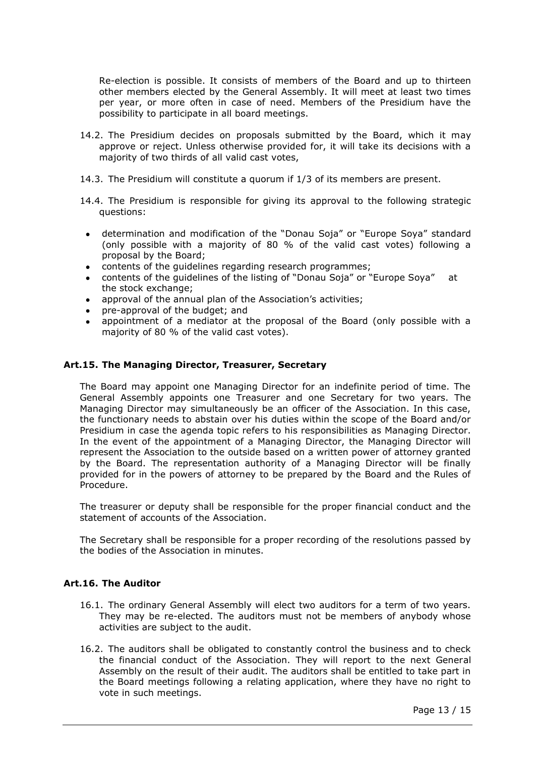Re-election is possible. It consists of members of the Board and up to thirteen other members elected by the General Assembly. It will meet at least two times per year, or more often in case of need. Members of the Presidium have the possibility to participate in all board meetings.

14.2. The Presidium decides on proposals submitted by the Board, which it may approve or reject. Unless otherwise provided for, it will take its decisions with a majority of two thirds of all valid cast votes,

14.3. The Presidium will constitute a quorum if 1/3 of its members are present.

14.4. The Presidium is responsible for giving its approval to the following strategic questions:

- determination and modification of the "Donau Soja" or "Europe Soya" standard (only possible with a majority of 80 % of the valid cast votes) following a proposal by the Board;
- contents of the guidelines regarding research programmes;
- contents of the guidelines of the listing of "Donau Soja" or "Europe Soya" at the stock exchange;
- approval of the annual plan of the Association's activities;
- pre-approval of the budget; and
- appointment of a mediator at the proposal of the Board (only possible with a majority of 80 % of the valid cast votes).

### Art.15. The Managing Director, Treasurer, Secretary

The Board may appoint one Managing Director for an indefinite period of time. The General Assembly appoints one Treasurer and one Secretary for two years. The Managing Director may simultaneously be an officer of the Association. In this case, the functionary needs to abstain over his duties within the scope of the Board and/or Presidium in case the agenda topic refers to his responsibilities as Managing Director. In the event of the appointment of a Managing Director, the Managing Director will represent the Association to the outside based on a written power of attorney granted by the Board. The representation authority of a Managing Director will be finally provided for in the powers of attorney to be prepared by the Board and the Rules of Procedure.

The treasurer or deputy shall be responsible for the proper financial conduct and the statement of accounts of the Association.

The Secretary shall be responsible for a proper recording of the resolutions passed by the bodies of the Association in minutes.

### Art.16. The Auditor

16.1. The ordinary General Assembly will elect two auditors for a term of two years. They may be re-elected. The auditors must not be members of anybody whose activities are subject to the audit.

16.2. The auditors shall be obligated to constantly control the business and to check the financial conduct of the Association. They will report to the next General Assembly on the result of their audit. The auditors shall be entitled to take part in the Board meetings following a relating application, where they have no right to vote in such meetings.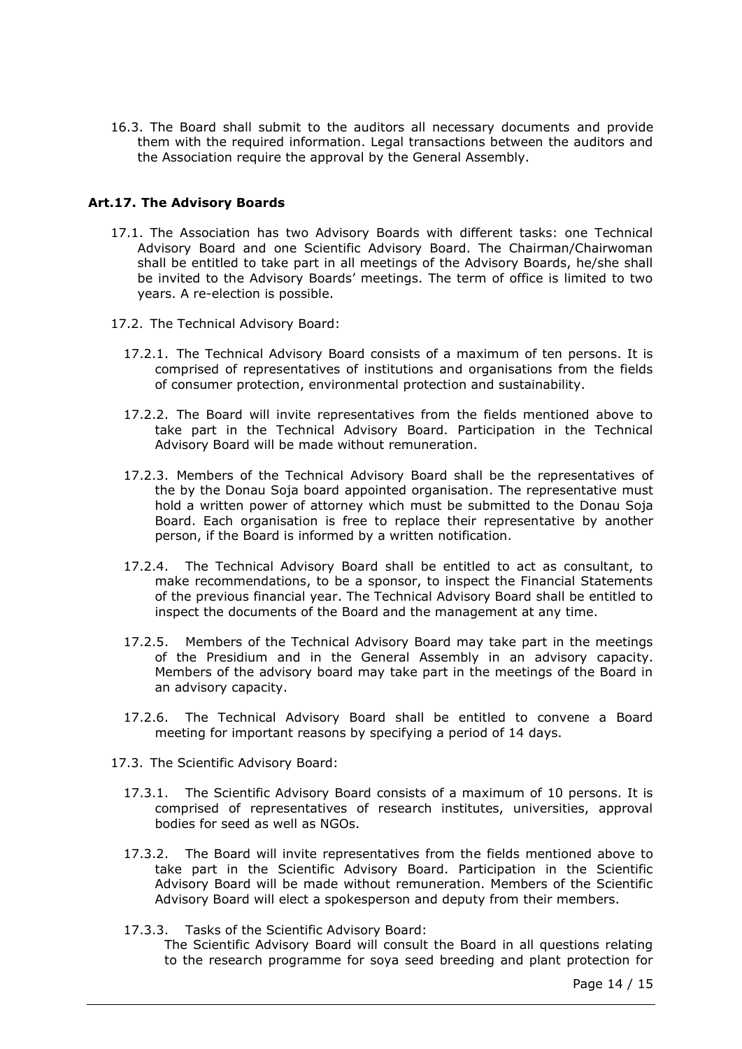16.3. The Board shall submit to the auditors all necessary documents and provide them with the required information. Legal transactions between the auditors and the Association require the approval by the General Assembly.

### Art.17. The Advisory Boards

17.1. The Association has two Advisory Boards with different tasks: one Technical Advisory Board and one Scientific Advisory Board. The Chairman/Chairwoman shall be entitled to take part in all meetings of the Advisory Boards, he/she shall be invited to the Advisory Boards' meetings. The term of office is limited to two years. A re-election is possible.

17.2. The Technical Advisory Board:

17.2.1. The Technical Advisory Board consists of a maximum of ten persons. It is comprised of representatives of institutions and organisations from the fields of consumer protection, environmental protection and sustainability.

17.2.2. The Board will invite representatives from the fields mentioned above to take part in the Technical Advisory Board. Participation in the Technical Advisory Board will be made without remuneration.

17.2.3. Members of the Technical Advisory Board shall be the representatives of the by the Donau Soja board appointed organisation. The representative must hold a written power of attorney which must be submitted to the Donau Soja Board. Each organisation is free to replace their representative by another person, if the Board is informed by a written notification.

17.2.4. The Technical Advisory Board shall be entitled to act as consultant, to make recommendations, to be a sponsor, to inspect the Financial Statements of the previous financial year. The Technical Advisory Board shall be entitled to inspect the documents of the Board and the management at any time.

17.2.5. Members of the Technical Advisory Board may take part in the meetings of the Presidium and in the General Assembly in an advisory capacity. Members of the advisory board may take part in the meetings of the Board in an advisory capacity.

17.2.6. The Technical Advisory Board shall be entitled to convene a Board meeting for important reasons by specifying a period of 14 days.

17.3. The Scientific Advisory Board:

17.3.1. The Scientific Advisory Board consists of a maximum of 10 persons. It is comprised of representatives of research institutes, universities, approval bodies for seed as well as NGOs.

17.3.2. The Board will invite representatives from the fields mentioned above to take part in the Scientific Advisory Board. Participation in the Scientific Advisory Board will be made without remuneration. Members of the Scientific Advisory Board will elect a spokesperson and deputy from their members.

17.3.3. Tasks of the Scientific Advisory Board:
The Scientific Advisory Board will consult the Board in all questions relating to the research programme for soya seed breeding and plant protection for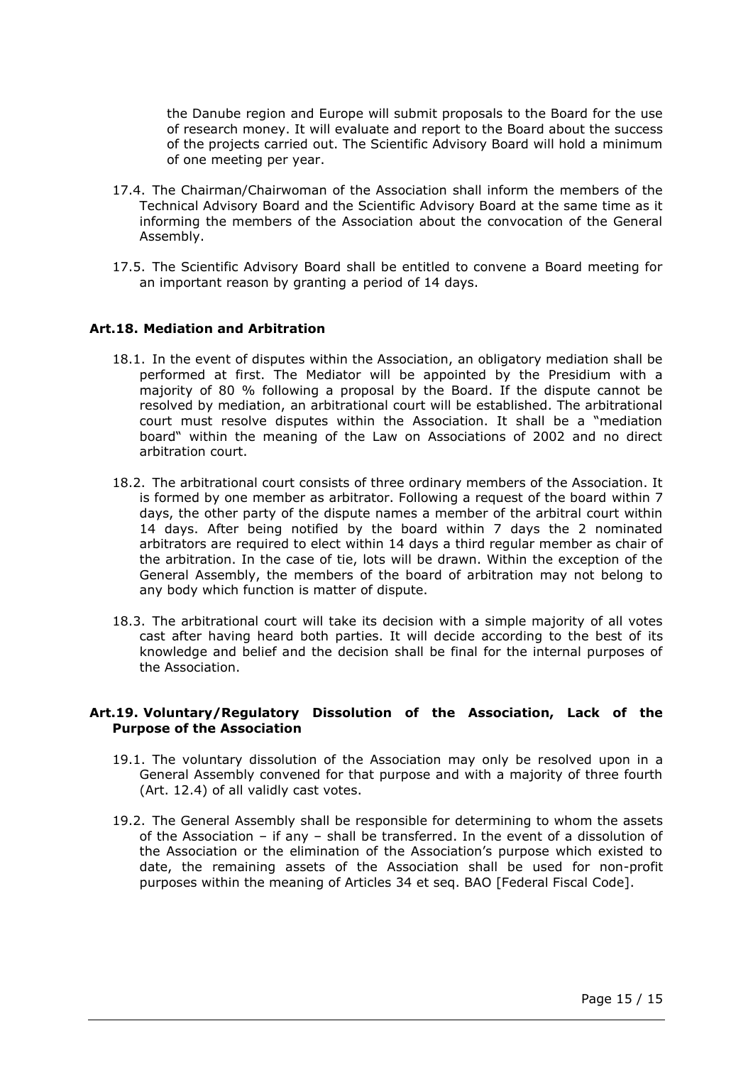the Danube region and Europe will submit proposals to the Board for the use of research money. It will evaluate and report to the Board about the success of the projects carried out. The Scientific Advisory Board will hold a minimum of one meeting per year.

17.4. The Chairman/Chairwoman of the Association shall inform the members of the Technical Advisory Board and the Scientific Advisory Board at the same time as it informing the members of the Association about the convocation of the General Assembly.

17.5. The Scientific Advisory Board shall be entitled to convene a Board meeting for an important reason by granting a period of 14 days.

### Art.18. Mediation and Arbitration

18.1. In the event of disputes within the Association, an obligatory mediation shall be performed at first. The Mediator will be appointed by the Presidium with a majority of 80 % following a proposal by the Board. If the dispute cannot be resolved by mediation, an arbitrational court will be established. The arbitrational court must resolve disputes within the Association. It shall be a "mediation board" within the meaning of the Law on Associations of 2002 and no direct arbitration court.

18.2. The arbitrational court consists of three ordinary members of the Association. It is formed by one member as arbitrator. Following a request of the board within 7 days, the other party of the dispute names a member of the arbitral court within 14 days. After being notified by the board within 7 days the 2 nominated arbitrators are required to elect within 14 days a third regular member as chair of the arbitration. In the case of tie, lots will be drawn. Within the exception of the General Assembly, the members of the board of arbitration may not belong to any body which function is matter of dispute.

18.3. The arbitrational court will take its decision with a simple majority of all votes cast after having heard both parties. It will decide according to the best of its knowledge and belief and the decision shall be final for the internal purposes of the Association.

### Art.19. Voluntary/Regulatory Dissolution of the Association, Lack of the Purpose of the Association

19.1. The voluntary dissolution of the Association may only be resolved upon in a General Assembly convened for that purpose and with a majority of three fourth (Art. 12.4) of all validly cast votes.

19.2. The General Assembly shall be responsible for determining to whom the assets of the Association – if any – shall be transferred. In the event of a dissolution of the Association or the elimination of the Association's purpose which existed to date, the remaining assets of the Association shall be used for non-profit purposes within the meaning of Articles 34 et seq. BAO [Federal Fiscal Code].